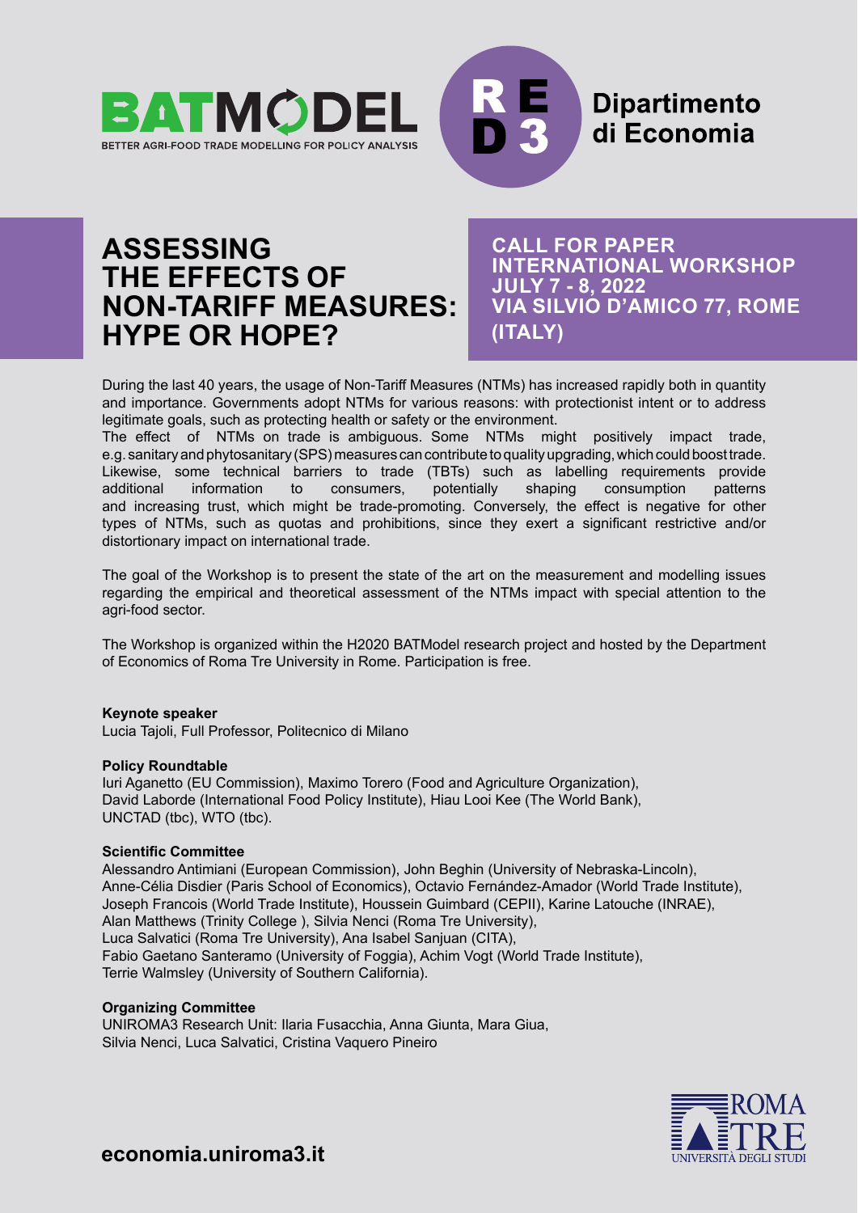BATMODEL

BETTER AGRI-FOOD TRADE MODELLING FOR POLICY ANALYSIS

RED 3

**Dipartimento di Economia**

# ASSESSING THE EFFECTS OF NON-TARIFF MEASURES: HYPE OR HOPE?

**CALL FOR PAPER**
**INTERNATIONAL WORKSHOP**
**JULY 7 - 8, 2022**
**VIA SILVIO D'AMICO 77, ROME (ITALY)**

During the last 40 years, the usage of Non-Tariff Measures (NTMs) has increased rapidly both in quantity and importance. Governments adopt NTMs for various reasons: with protectionist intent or to address legitimate goals, such as protecting health or safety or the environment.
The effect of NTMs on trade is ambiguous. Some NTMs might positively impact trade, e.g. sanitary and phytosanitary (SPS) measures can contribute to quality upgrading, which could boost trade. Likewise, some technical barriers to trade (TBTs) such as labelling requirements provide additional information to consumers, potentially shaping consumption patterns and increasing trust, which might be trade-promoting. Conversely, the effect is negative for other types of NTMs, such as quotas and prohibitions, since they exert a significant restrictive and/or distortionary impact on international trade.

The goal of the Workshop is to present the state of the art on the measurement and modelling issues regarding the empirical and theoretical assessment of the NTMs impact with special attention to the agri-food sector.

The Workshop is organized within the H2020 BATModel research project and hosted by the Department of Economics of Roma Tre University in Rome. Participation is free.

**Keynote speaker**
Lucia Tajoli, Full Professor, Politecnico di Milano

**Policy Roundtable**
Iuri Aganetto (EU Commission), Maximo Torero (Food and Agriculture Organization), David Laborde (International Food Policy Institute), Hiau Looi Kee (The World Bank), UNCTAD (tbc), WTO (tbc).

**Scientific Committee**
Alessandro Antimiani (European Commission), John Beghin (University of Nebraska-Lincoln), Anne-Célia Disdier (Paris School of Economics), Octavio Fernández-Amador (World Trade Institute), Joseph Francois (World Trade Institute), Houssein Guimbard (CEPII), Karine Latouche (INRAE), Alan Matthews (Trinity College ), Silvia Nenci (Roma Tre University), Luca Salvatici (Roma Tre University), Ana Isabel Sanjuan (CITA), Fabio Gaetano Santeramo (University of Foggia), Achim Vogt (World Trade Institute), Terrie Walmsley (University of Southern California).

**Organizing Committee**
UNIROMA3 Research Unit: Ilaria Fusacchia, Anna Giunta, Mara Giua, Silvia Nenci, Luca Salvatici, Cristina Vaquero Pineiro

ROMA TRE UNIVERSITÀ DEGLI STUDI

**economia.uniroma3.it**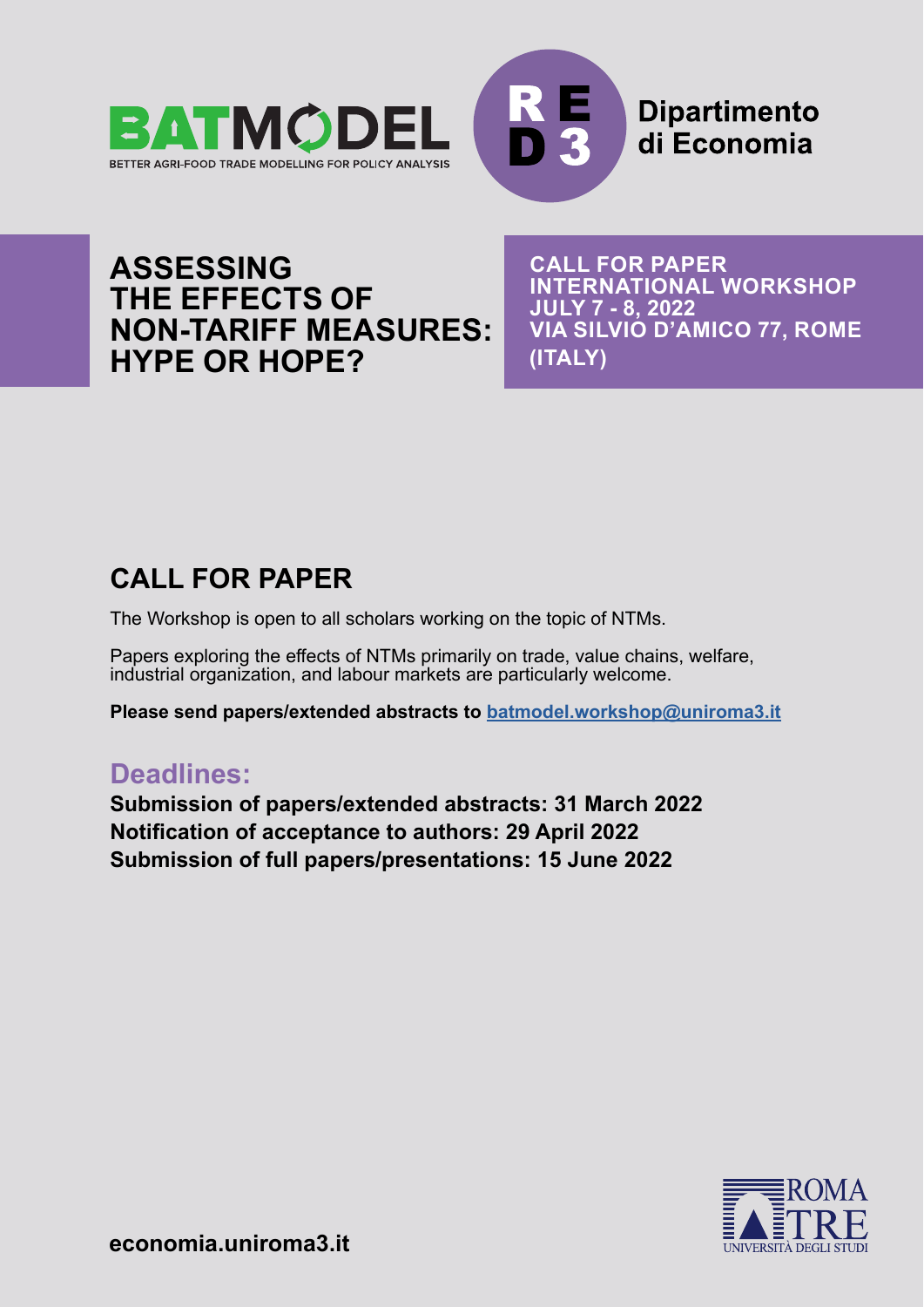BATMODEL

BETTER AGRI-FOOD TRADE MODELLING FOR POLICY ANALYSIS

RE D3

Dipartimento di Economia

# ASSESSING THE EFFECTS OF NON-TARIFF MEASURES: HYPE OR HOPE?

**CALL FOR PAPER**
**INTERNATIONAL WORKSHOP**
**JULY 7 - 8, 2022**
**VIA SILVIO D'AMICO 77, ROME (ITALY)**

## CALL FOR PAPER

The Workshop is open to all scholars working on the topic of NTMs.

Papers exploring the effects of NTMs primarily on trade, value chains, welfare, industrial organization, and labour markets are particularly welcome.

**Please send papers/extended abstracts to batmodel.workshop@uniroma3.it**

### Deadlines:

**Submission of papers/extended abstracts: 31 March 2022**
**Notification of acceptance to authors: 29 April 2022**
**Submission of full papers/presentations: 15 June 2022**

**economia.uniroma3.it**

ROMA TRE UNIVERSITÀ DEGLI STUDI